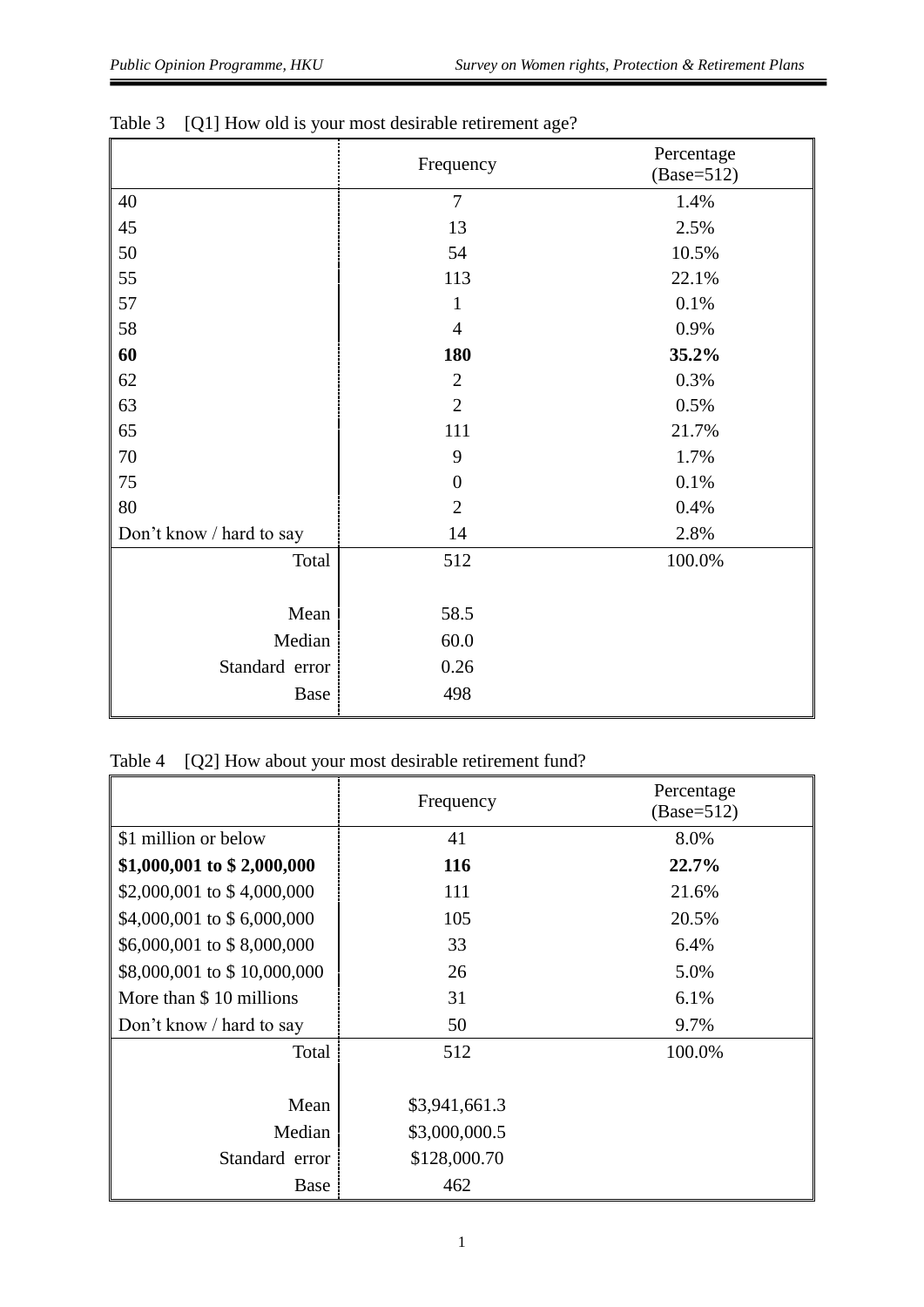Table 3 [Q1] How old is your most desirable retirement age?

| | Frequency | Percentage (Base=512) |
|---|---|---|
| 40 | 7 | 1.4% |
| 45 | 13 | 2.5% |
| 50 | 54 | 10.5% |
| 55 | 113 | 22.1% |
| 57 | 1 | 0.1% |
| 58 | 4 | 0.9% |
| **60** | **180** | **35.2%** |
| 62 | 2 | 0.3% |
| 63 | 2 | 0.5% |
| 65 | 111 | 21.7% |
| 70 | 9 | 1.7% |
| 75 | 0 | 0.1% |
| 80 | 2 | 0.4% |
| Don't know / hard to say | 14 | 2.8% |
| Total | 512 | 100.0% |
| | | |
| Mean | 58.5 | |
| Median | 60.0 | |
| Standard error | 0.26 | |
| Base | 498 | |

Table 4 [Q2] How about your most desirable retirement fund?

| | Frequency | Percentage (Base=512) |
|---|---|---|
| $1 million or below | 41 | 8.0% |
| **$1,000,001 to $ 2,000,000** | **116** | **22.7%** |
| $2,000,001 to $ 4,000,000 | 111 | 21.6% |
| $4,000,001 to $ 6,000,000 | 105 | 20.5% |
| $6,000,001 to $ 8,000,000 | 33 | 6.4% |
| $8,000,001 to $ 10,000,000 | 26 | 5.0% |
| More than $ 10 millions | 31 | 6.1% |
| Don't know / hard to say | 50 | 9.7% |
| Total | 512 | 100.0% |
| | | |
| Mean | $3,941,661.3 | |
| Median | $3,000,000.5 | |
| Standard error | $128,000.70 | |
| Base | 462 | |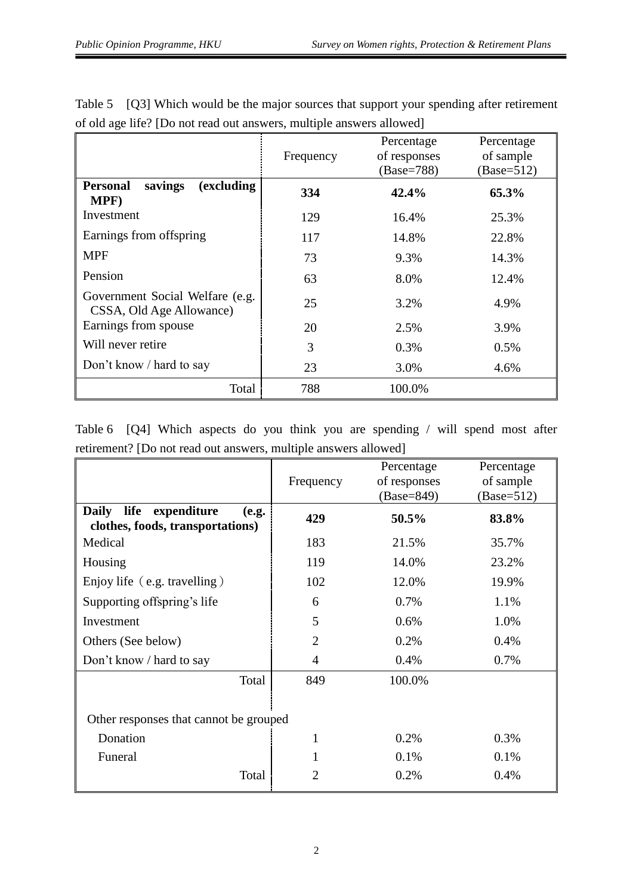Table 5 [Q3] Which would be the major sources that support your spending after retirement of old age life? [Do not read out answers, multiple answers allowed]

| | Frequency | Percentage of responses (Base=788) | Percentage of sample (Base=512) |
|---|---|---|---|
| **Personal savings (excluding MPF)** | **334** | **42.4%** | **65.3%** |
| Investment | 129 | 16.4% | 25.3% |
| Earnings from offspring | 117 | 14.8% | 22.8% |
| MPF | 73 | 9.3% | 14.3% |
| Pension | 63 | 8.0% | 12.4% |
| Government Social Welfare (e.g. CSSA, Old Age Allowance) | 25 | 3.2% | 4.9% |
| Earnings from spouse | 20 | 2.5% | 3.9% |
| Will never retire | 3 | 0.3% | 0.5% |
| Don't know / hard to say | 23 | 3.0% | 4.6% |
| Total | 788 | 100.0% | |

Table 6 [Q4] Which aspects do you think you are spending / will spend most after retirement? [Do not read out answers, multiple answers allowed]

| | Frequency | Percentage of responses (Base=849) | Percentage of sample (Base=512) |
|---|---|---|---|
| **Daily life expenditure (e.g. clothes, foods, transportations)** | **429** | **50.5%** | **83.8%** |
| Medical | 183 | 21.5% | 35.7% |
| Housing | 119 | 14.0% | 23.2% |
| Enjoy life（e.g. travelling） | 102 | 12.0% | 19.9% |
| Supporting offspring's life | 6 | 0.7% | 1.1% |
| Investment | 5 | 0.6% | 1.0% |
| Others (See below) | 2 | 0.2% | 0.4% |
| Don't know / hard to say | 4 | 0.4% | 0.7% |
| Total | 849 | 100.0% | |
| Other responses that cannot be grouped | | | |
| Donation | 1 | 0.2% | 0.3% |
| Funeral | 1 | 0.1% | 0.1% |
| Total | 2 | 0.2% | 0.4% |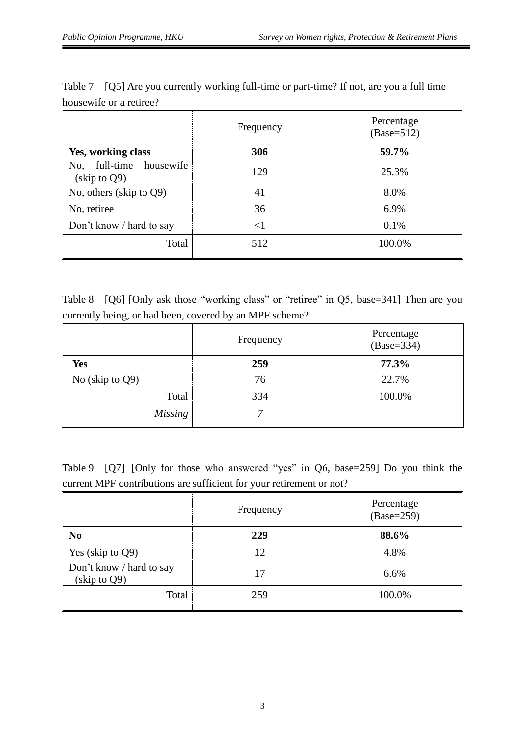Table 7 [Q5] Are you currently working full-time or part-time? If not, are you a full time housewife or a retiree?

| | Frequency | Percentage (Base=512) |
|---|---|---|
| **Yes, working class** | **306** | **59.7%** |
| No, full-time housewife (skip to Q9) | 129 | 25.3% |
| No, others (skip to Q9) | 41 | 8.0% |
| No, retiree | 36 | 6.9% |
| Don't know / hard to say | <1 | 0.1% |
| Total | 512 | 100.0% |

Table 8 [Q6] [Only ask those "working class" or "retiree" in Q5, base=341] Then are you currently being, or had been, covered by an MPF scheme?

| | Frequency | Percentage (Base=334) |
|---|---|---|
| **Yes** | **259** | **77.3%** |
| No (skip to Q9) | 76 | 22.7% |
| Total | 334 | 100.0% |
| *Missing* | *7* | |

Table 9 [Q7] [Only for those who answered "yes" in Q6, base=259] Do you think the current MPF contributions are sufficient for your retirement or not?

| | Frequency | Percentage (Base=259) |
|---|---|---|
| **No** | **229** | **88.6%** |
| Yes (skip to Q9) | 12 | 4.8% |
| Don't know / hard to say (skip to Q9) | 17 | 6.6% |
| Total | 259 | 100.0% |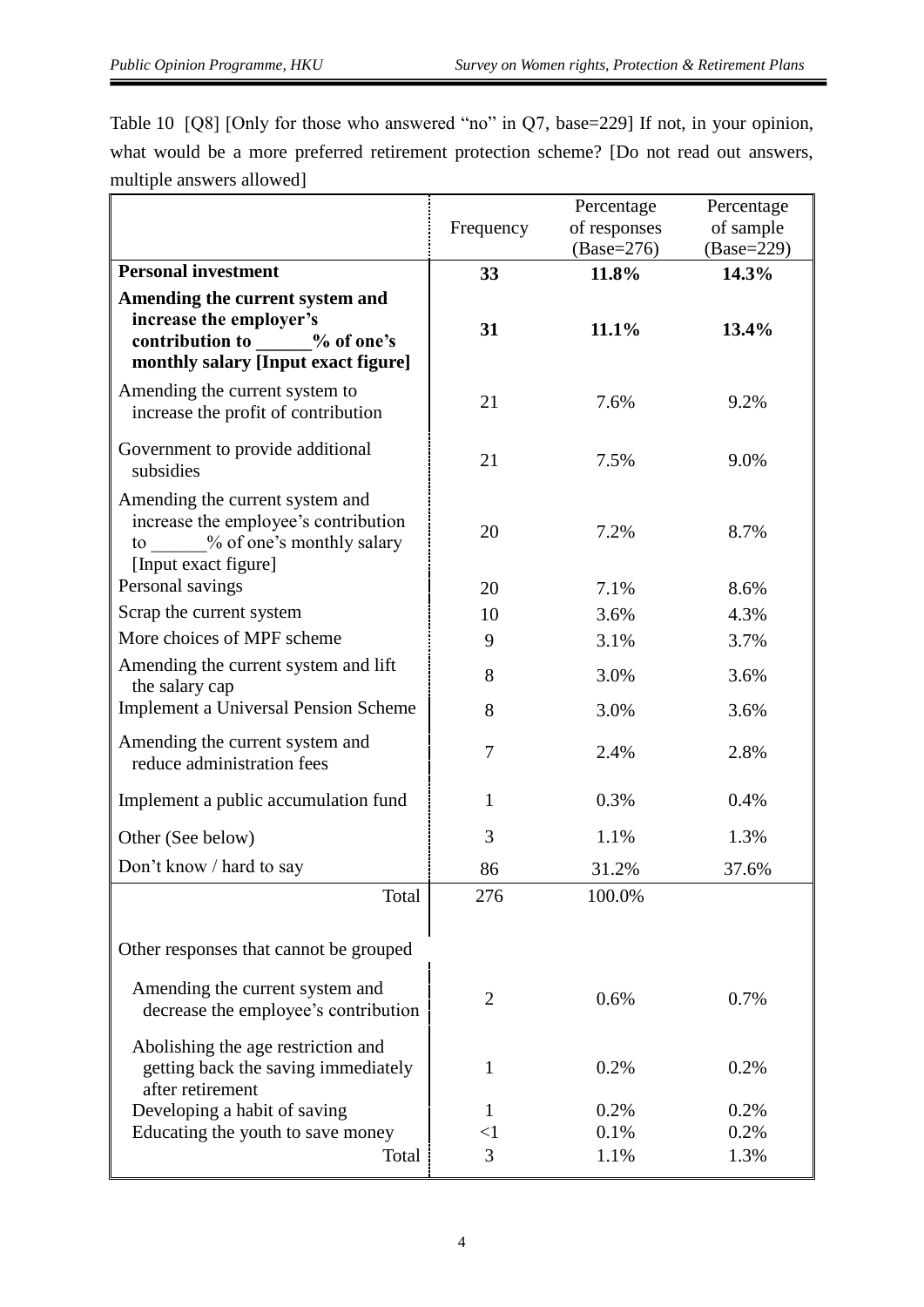Table 10 [Q8] [Only for those who answered "no" in Q7, base=229] If not, in your opinion, what would be a more preferred retirement protection scheme? [Do not read out answers, multiple answers allowed]

| | Frequency | Percentage of responses (Base=276) | Percentage of sample (Base=229) |
|---|---|---|---|
| **Personal investment** | **33** | **11.8%** | **14.3%** |
| **Amending the current system and increase the employer's contribution to ______% of one's monthly salary [Input exact figure]** | **31** | **11.1%** | **13.4%** |
| Amending the current system to increase the profit of contribution | 21 | 7.6% | 9.2% |
| Government to provide additional subsidies | 21 | 7.5% | 9.0% |
| Amending the current system and increase the employee's contribution to ______% of one's monthly salary [Input exact figure] | 20 | 7.2% | 8.7% |
| Personal savings | 20 | 7.1% | 8.6% |
| Scrap the current system | 10 | 3.6% | 4.3% |
| More choices of MPF scheme | 9 | 3.1% | 3.7% |
| Amending the current system and lift the salary cap | 8 | 3.0% | 3.6% |
| Implement a Universal Pension Scheme | 8 | 3.0% | 3.6% |
| Amending the current system and reduce administration fees | 7 | 2.4% | 2.8% |
| Implement a public accumulation fund | 1 | 0.3% | 0.4% |
| Other (See below) | 3 | 1.1% | 1.3% |
| Don't know / hard to say | 86 | 31.2% | 37.6% |
| Total | 276 | 100.0% | |
| Other responses that cannot be grouped | | | |
| Amending the current system and decrease the employee's contribution | 2 | 0.6% | 0.7% |
| Abolishing the age restriction and getting back the saving immediately after retirement | 1 | 0.2% | 0.2% |
| Developing a habit of saving | 1 | 0.2% | 0.2% |
| Educating the youth to save money | <1 | 0.1% | 0.2% |
| Total | 3 | 1.1% | 1.3% |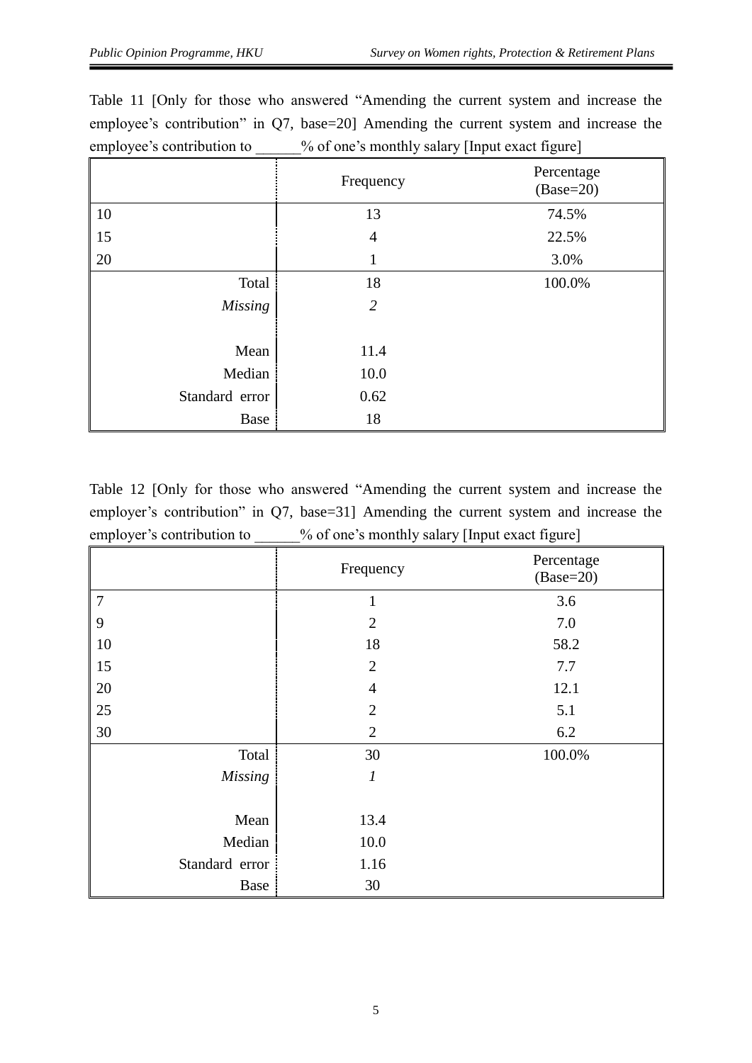Table 11 [Only for those who answered "Amending the current system and increase the employee's contribution" in Q7, base=20] Amending the current system and increase the employee's contribution to ______% of one's monthly salary [Input exact figure]

| | Frequency | Percentage (Base=20) |
|---|---|---|
| 10 | 13 | 74.5% |
| 15 | 4 | 22.5% |
| 20 | 1 | 3.0% |
| Total | 18 | 100.0% |
| *Missing* | *2* | |
| Mean | 11.4 | |
| Median | 10.0 | |
| Standard error | 0.62 | |
| Base | 18 | |

Table 12 [Only for those who answered "Amending the current system and increase the employer's contribution" in Q7, base=31] Amending the current system and increase the employer's contribution to ______% of one's monthly salary [Input exact figure]

| | Frequency | Percentage (Base=20) |
|---|---|---|
| 7 | 1 | 3.6 |
| 9 | 2 | 7.0 |
| 10 | 18 | 58.2 |
| 15 | 2 | 7.7 |
| 20 | 4 | 12.1 |
| 25 | 2 | 5.1 |
| 30 | 2 | 6.2 |
| Total | 30 | 100.0% |
| *Missing* | *1* | |
| Mean | 13.4 | |
| Median | 10.0 | |
| Standard error | 1.16 | |
| Base | 30 | |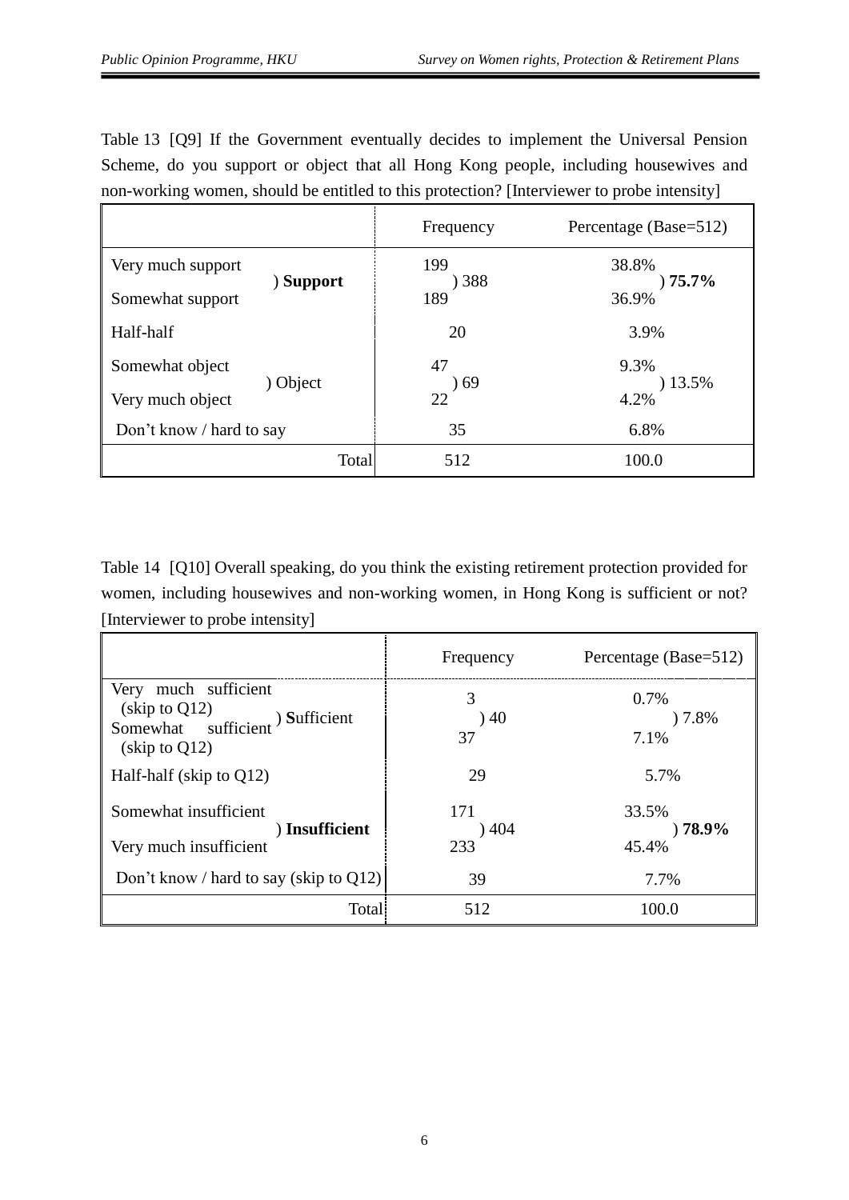Table 13 [Q9] If the Government eventually decides to implement the Universal Pension Scheme, do you support or object that all Hong Kong people, including housewives and non-working women, should be entitled to this protection? [Interviewer to probe intensity]

| | | Frequency | | Percentage (Base=512) | |
|---|---|---|---|---|---|
| Very much support | ) **Support** | 199 | ) 388 | 38.8% | ) **75.7%** |
| Somewhat support | | 189 | | 36.9% | |
| Half-half | | 20 | | 3.9% | |
| Somewhat object | ) Object | 47 | ) 69 | 9.3% | ) 13.5% |
| Very much object | | 22 | | 4.2% | |
| Don't know / hard to say | | 35 | | 6.8% | |
| | Total | 512 | | 100.0 | |

Table 14 [Q10] Overall speaking, do you think the existing retirement protection provided for women, including housewives and non-working women, in Hong Kong is sufficient or not? [Interviewer to probe intensity]

| | | Frequency | | Percentage (Base=512) | |
|---|---|---|---|---|---|
| Very much sufficient (skip to Q12) | ) **S**ufficient | 3 | ) 40 | 0.7% | ) 7.8% |
| Somewhat sufficient (skip to Q12) | | 37 | | 7.1% | |
| Half-half (skip to Q12) | | 29 | | 5.7% | |
| Somewhat insufficient | ) **Insufficient** | 171 | ) 404 | 33.5% | ) **78.9%** |
| Very much insufficient | | 233 | | 45.4% | |
| Don't know / hard to say (skip to Q12) | | 39 | | 7.7% | |
| | Total | 512 | | 100.0 | |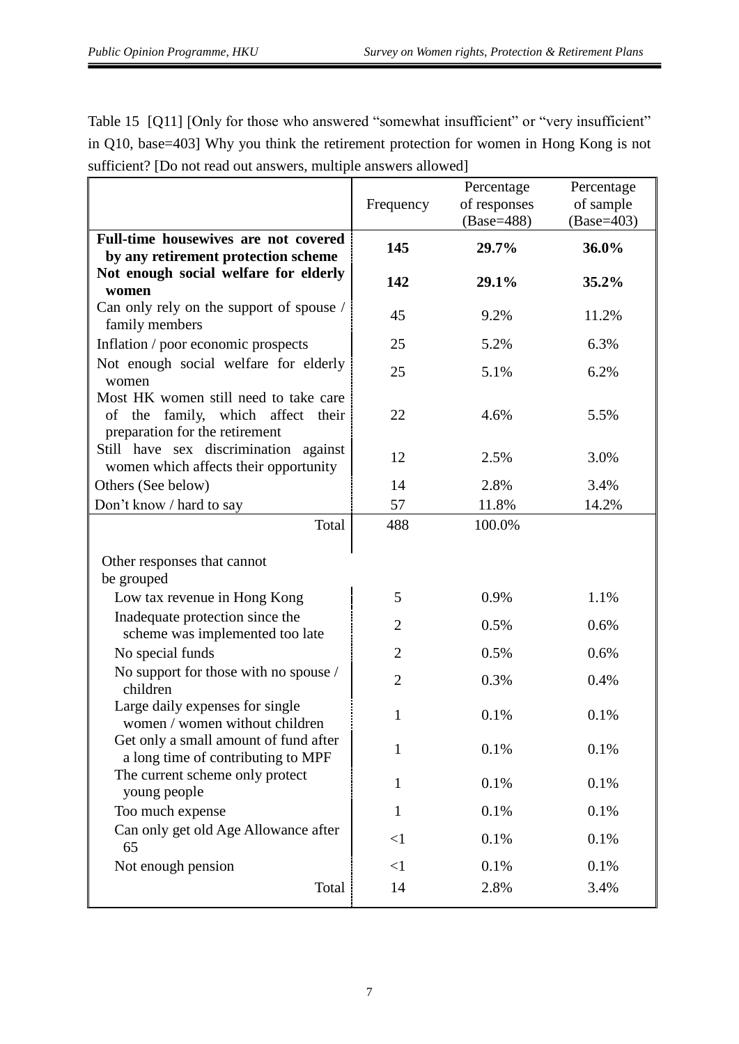Table 15 [Q11] [Only for those who answered "somewhat insufficient" or "very insufficient" in Q10, base=403] Why you think the retirement protection for women in Hong Kong is not sufficient? [Do not read out answers, multiple answers allowed]

| | Frequency | Percentage of responses (Base=488) | Percentage of sample (Base=403) |
|---|---|---|---|
| **Full-time housewives are not covered by any retirement protection scheme** | **145** | **29.7%** | **36.0%** |
| **Not enough social welfare for elderly women** | **142** | **29.1%** | **35.2%** |
| Can only rely on the support of spouse / family members | 45 | 9.2% | 11.2% |
| Inflation / poor economic prospects | 25 | 5.2% | 6.3% |
| Not enough social welfare for elderly women | 25 | 5.1% | 6.2% |
| Most HK women still need to take care of the family, which affect their preparation for the retirement | 22 | 4.6% | 5.5% |
| Still have sex discrimination against women which affects their opportunity | 12 | 2.5% | 3.0% |
| Others (See below) | 14 | 2.8% | 3.4% |
| Don't know / hard to say | 57 | 11.8% | 14.2% |
| Total | 488 | 100.0% | |
| Other responses that cannot be grouped | | | |
| Low tax revenue in Hong Kong | 5 | 0.9% | 1.1% |
| Inadequate protection since the scheme was implemented too late | 2 | 0.5% | 0.6% |
| No special funds | 2 | 0.5% | 0.6% |
| No support for those with no spouse / children | 2 | 0.3% | 0.4% |
| Large daily expenses for single women / women without children | 1 | 0.1% | 0.1% |
| Get only a small amount of fund after a long time of contributing to MPF | 1 | 0.1% | 0.1% |
| The current scheme only protect young people | 1 | 0.1% | 0.1% |
| Too much expense | 1 | 0.1% | 0.1% |
| Can only get old Age Allowance after 65 | <1 | 0.1% | 0.1% |
| Not enough pension | <1 | 0.1% | 0.1% |
| Total | 14 | 2.8% | 3.4% |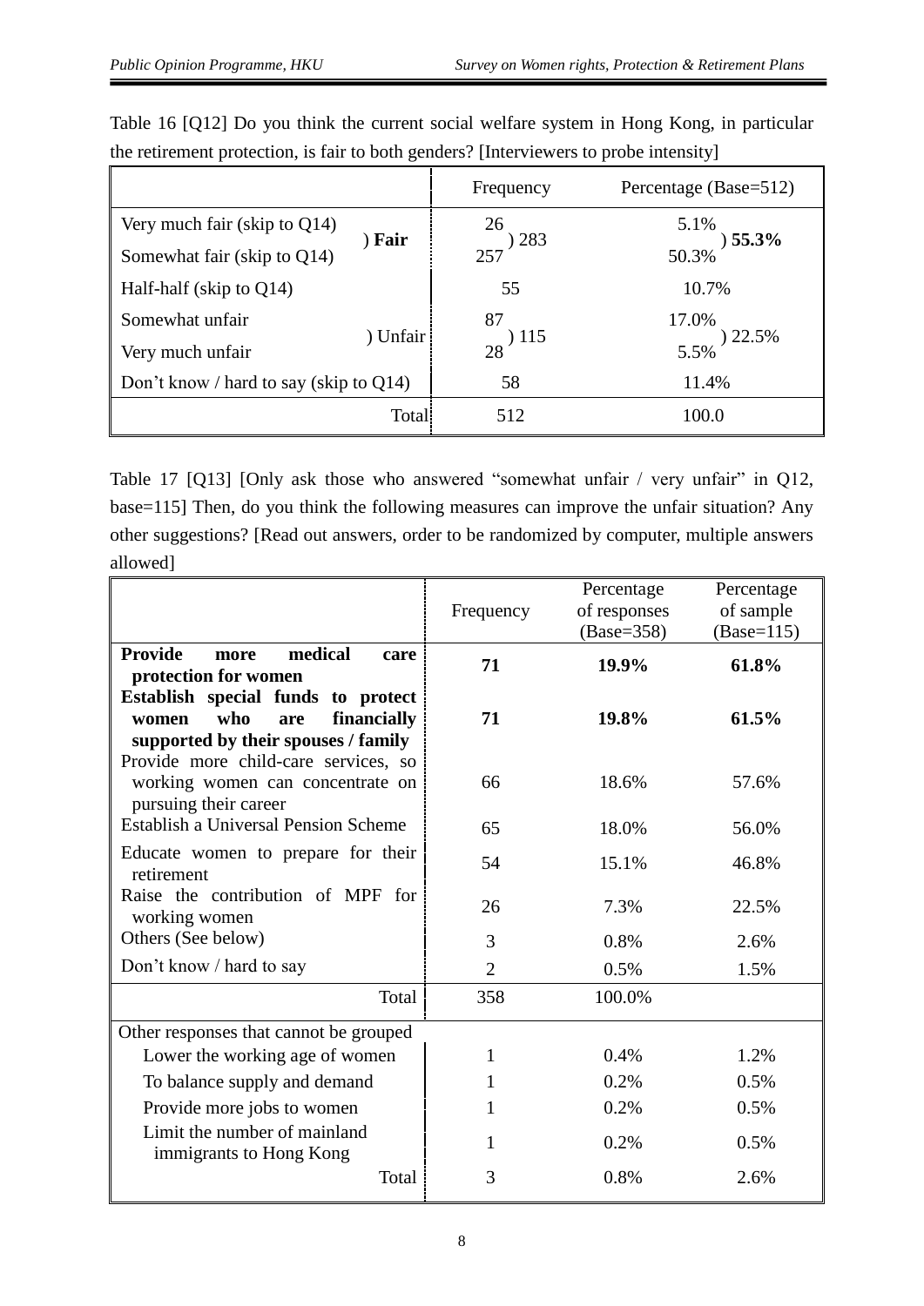Table 16 [Q12] Do you think the current social welfare system in Hong Kong, in particular the retirement protection, is fair to both genders? [Interviewers to probe intensity]

| | | Frequency | | Percentage (Base=512) | |
|---|---|---|---|---|---|
| Very much fair (skip to Q14) | **) Fair** | 26 | ) 283 | 5.1% | **) 55.3%** |
| Somewhat fair (skip to Q14) | | 257 | | 50.3% | |
| Half-half (skip to Q14) | | 55 | | 10.7% | |
| Somewhat unfair | ) Unfair | 87 | ) 115 | 17.0% | ) 22.5% |
| Very much unfair | | 28 | | 5.5% | |
| Don't know / hard to say (skip to Q14) | | 58 | | 11.4% | |
| Total | | 512 | | 100.0 | |

Table 17 [Q13] [Only ask those who answered "somewhat unfair / very unfair" in Q12, base=115] Then, do you think the following measures can improve the unfair situation? Any other suggestions? [Read out answers, order to be randomized by computer, multiple answers allowed]

| | Frequency | Percentage of responses (Base=358) | Percentage of sample (Base=115) |
|---|---|---|---|
| **Provide more medical care protection for women** | **71** | **19.9%** | **61.8%** |
| **Establish special funds to protect women who are financially supported by their spouses / family** | **71** | **19.8%** | **61.5%** |
| Provide more child-care services, so working women can concentrate on pursuing their career | 66 | 18.6% | 57.6% |
| Establish a Universal Pension Scheme | 65 | 18.0% | 56.0% |
| Educate women to prepare for their retirement | 54 | 15.1% | 46.8% |
| Raise the contribution of MPF for working women | 26 | 7.3% | 22.5% |
| Others (See below) | 3 | 0.8% | 2.6% |
| Don't know / hard to say | 2 | 0.5% | 1.5% |
| Total | 358 | 100.0% | |
| Other responses that cannot be grouped | | | |
| Lower the working age of women | 1 | 0.4% | 1.2% |
| To balance supply and demand | 1 | 0.2% | 0.5% |
| Provide more jobs to women | 1 | 0.2% | 0.5% |
| Limit the number of mainland immigrants to Hong Kong | 1 | 0.2% | 0.5% |
| Total | 3 | 0.8% | 2.6% |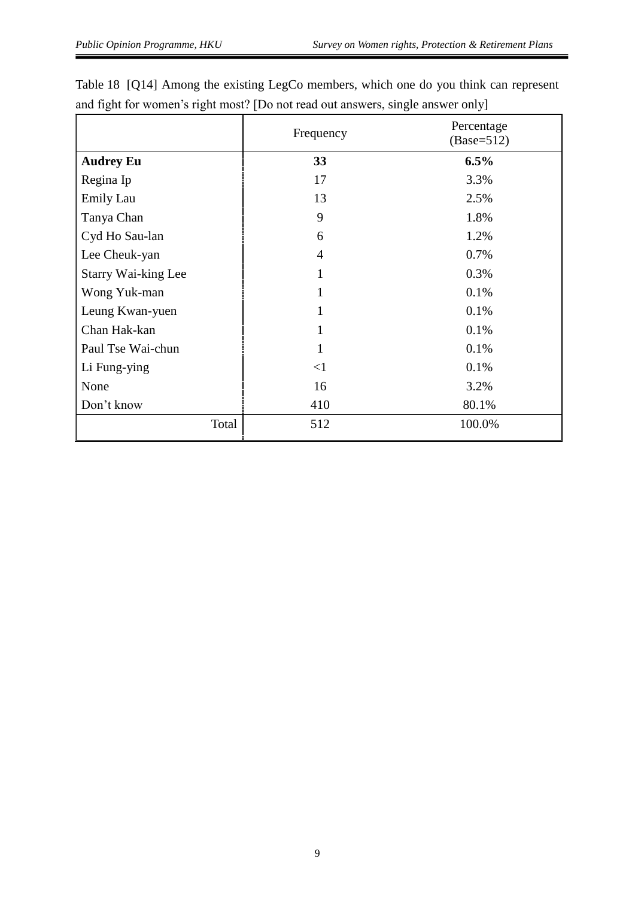Table 18 [Q14] Among the existing LegCo members, which one do you think can represent and fight for women's right most? [Do not read out answers, single answer only]

| | Frequency | Percentage (Base=512) |
|---|---|---|
| **Audrey Eu** | **33** | **6.5%** |
| Regina Ip | 17 | 3.3% |
| Emily Lau | 13 | 2.5% |
| Tanya Chan | 9 | 1.8% |
| Cyd Ho Sau-lan | 6 | 1.2% |
| Lee Cheuk-yan | 4 | 0.7% |
| Starry Wai-king Lee | 1 | 0.3% |
| Wong Yuk-man | 1 | 0.1% |
| Leung Kwan-yuen | 1 | 0.1% |
| Chan Hak-kan | 1 | 0.1% |
| Paul Tse Wai-chun | 1 | 0.1% |
| Li Fung-ying | <1 | 0.1% |
| None | 16 | 3.2% |
| Don't know | 410 | 80.1% |
| Total | 512 | 100.0% |